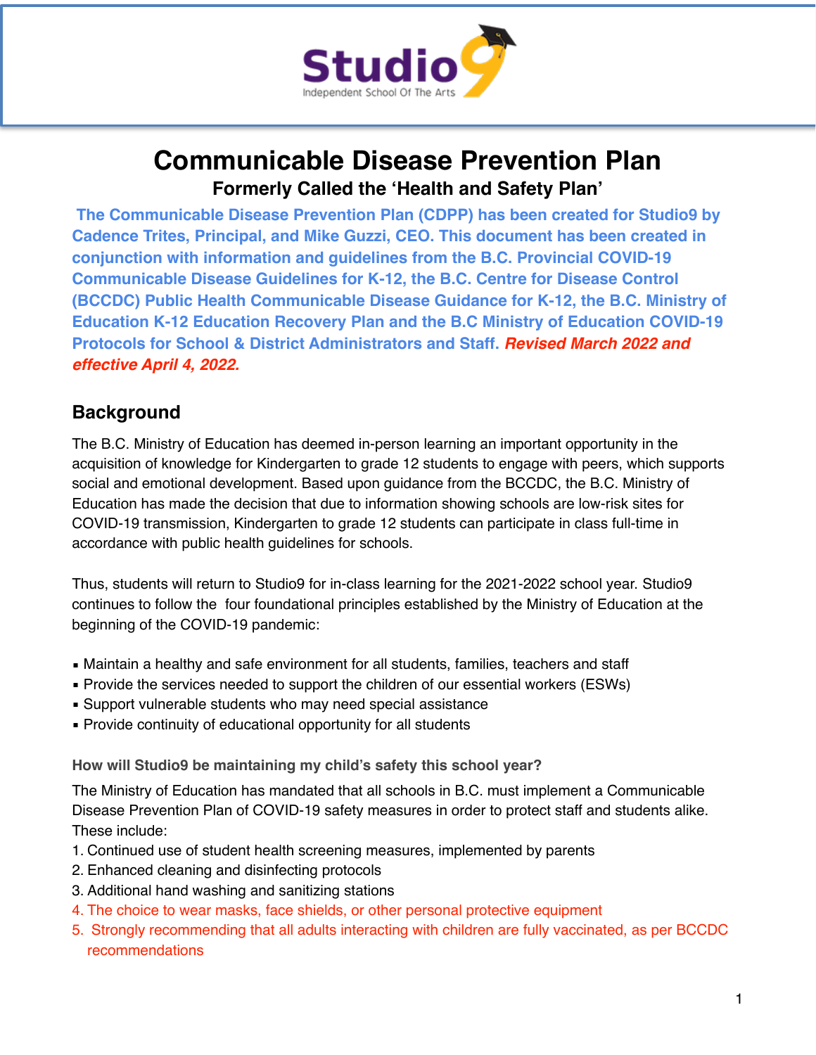Studio9

Independent School Of The Arts

# Communicable Disease Prevention Plan

### Formerly Called the 'Health and Safety Plan'

**The Communicable Disease Prevention Plan (CDPP) has been created for Studio9 by Cadence Trites, Principal, and Mike Guzzi, CEO. This document has been created in conjunction with information and guidelines from the B.C. Provincial COVID-19 Communicable Disease Guidelines for K-12, the B.C. Centre for Disease Control (BCCDC) Public Health Communicable Disease Guidance for K-12, the B.C. Ministry of Education K-12 Education Recovery Plan and the B.C Ministry of Education COVID-19 Protocols for School & District Administrators and Staff.** ***Revised March 2022 and effective April 4, 2022.***

## Background

The B.C. Ministry of Education has deemed in-person learning an important opportunity in the acquisition of knowledge for Kindergarten to grade 12 students to engage with peers, which supports social and emotional development. Based upon guidance from the BCCDC, the B.C. Ministry of Education has made the decision that due to information showing schools are low-risk sites for COVID-19 transmission, Kindergarten to grade 12 students can participate in class full-time in accordance with public health guidelines for schools.

Thus, students will return to Studio9 for in-class learning for the 2021-2022 school year. Studio9 continues to follow the four foundational principles established by the Ministry of Education at the beginning of the COVID-19 pandemic:

- Maintain a healthy and safe environment for all students, families, teachers and staff
- Provide the services needed to support the children of our essential workers (ESWs)
- Support vulnerable students who may need special assistance
- Provide continuity of educational opportunity for all students

**How will Studio9 be maintaining my child's safety this school year?**

The Ministry of Education has mandated that all schools in B.C. must implement a Communicable Disease Prevention Plan of COVID-19 safety measures in order to protect staff and students alike. These include:

1. Continued use of student health screening measures, implemented by parents
2. Enhanced cleaning and disinfecting protocols
3. Additional hand washing and sanitizing stations
4. The choice to wear masks, face shields, or other personal protective equipment
5. Strongly recommending that all adults interacting with children are fully vaccinated, as per BCCDC recommendations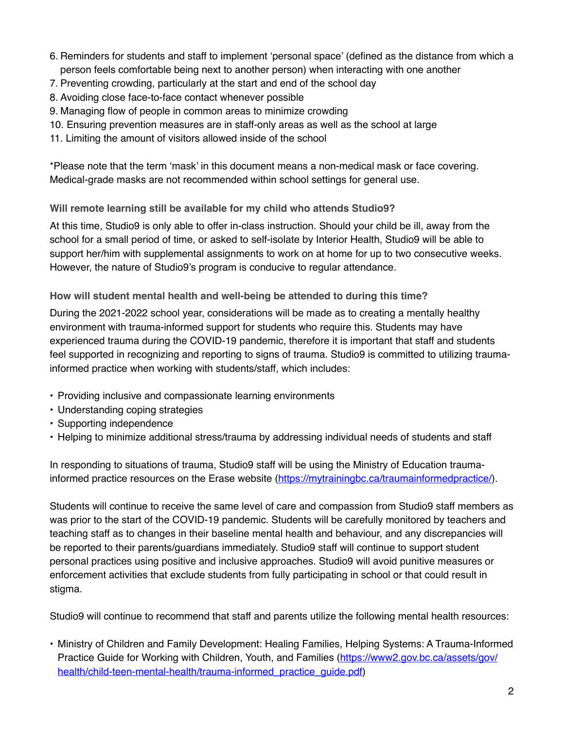6. Reminders for students and staff to implement 'personal space' (defined as the distance from which a person feels comfortable being next to another person) when interacting with one another
7. Preventing crowding, particularly at the start and end of the school day
8. Avoiding close face-to-face contact whenever possible
9. Managing flow of people in common areas to minimize crowding
10. Ensuring prevention measures are in staff-only areas as well the school at large
11. Limiting the amount of visitors allowed inside of the school

*Please note that the term 'mask' in this document means a non-medical mask or face covering. Medical-grade masks are not recommended within school settings for general use.

### Will remote learning still be available for my child who attends Studio9?

At this time, Studio9 is only able to offer in-class instruction. Should your child be ill, away from the school for a small period of time, or asked to self-isolate by Interior Health, Studio9 will be able to support her/him with supplemental assignments to work on at home for up to two consecutive weeks. However, the nature of Studio9's program is conducive to regular attendance.

### How will student mental health and well-being be attended to during this time?

During the 2021-2022 school year, considerations will be made as to creating a mentally healthy environment with trauma-informed support for students who require this. Students may have experienced trauma during the COVID-19 pandemic, therefore it is important that staff and students feel supported in recognizing and reporting to signs of trauma. Studio9 is committed to utilizing trauma-informed practice when working with students/staff, which includes:

- Providing inclusive and compassionate learning environments
- Understanding coping strategies
- Supporting independence
- Helping to minimize additional stress/trauma by addressing individual needs of students and staff

In responding to situations of trauma, Studio9 staff will be using the Ministry of Education trauma-informed practice resources on the Erase website (https://mytrainingbc.ca/traumainformedpractice/).

Students will continue to receive the same level of care and compassion from Studio9 staff members as was prior to the start of the COVID-19 pandemic. Students will be carefully monitored by teachers and teaching staff as to changes in their baseline mental health and behaviour, and any discrepancies will be reported to their parents/guardians immediately. Studio9 staff will continue to support student personal practices using positive and inclusive approaches. Studio9 will avoid punitive measures or enforcement activities that exclude students from fully participating in school or that could result in stigma.

Studio9 will continue to recommend that staff and parents utilize the following mental health resources:

- Ministry of Children and Family Development: Healing Families, Helping Systems: A Trauma-Informed Practice Guide for Working with Children, Youth, and Families (https://www2.gov.bc.ca/assets/gov/health/child-teen-mental-health/trauma-informed_practice_guide.pdf)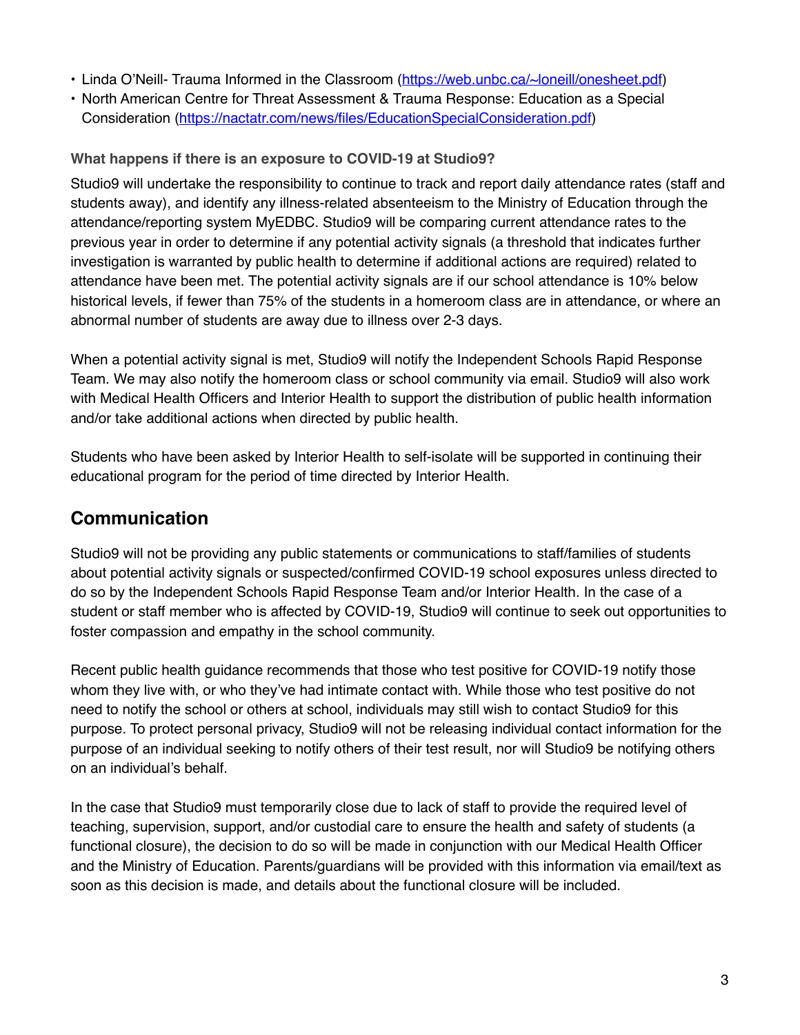- Linda O'Neill- Trauma Informed in the Classroom (https://web.unbc.ca/~loneill/onesheet.pdf)
- North American Centre for Threat Assessment & Trauma Response: Education as a Special Consideration (https://nactatr.com/news/files/EducationSpecialConsideration.pdf)

### What happens if there is an exposure to COVID-19 at Studio9?

Studio9 will undertake the responsibility to continue to track and report daily attendance rates (staff and students away), and identify any illness-related absenteeism to the Ministry of Education through the attendance/reporting system MyEDBC. Studio9 will be comparing current attendance rates to the previous year in order to determine if any potential activity signals (a threshold that indicates further investigation is warranted by public health to determine if additional actions are required) related to attendance have been met. The potential activity signals are if our school attendance is 10% below historical levels, if fewer than 75% of the students in a homeroom class are in attendance, or where an abnormal number of students are away due to illness over 2-3 days.

When a potential activity signal is met, Studio9 will notify the Independent Schools Rapid Response Team. We may also notify the homeroom class or school community via email. Studio9 will also work with Medical Health Officers and Interior Health to support the distribution of public health information and/or take additional actions when directed by public health.

Students who have been asked by Interior Health to self-isolate will be supported in continuing their educational program for the period of time directed by Interior Health.

## Communication

Studio9 will not be providing any public statements or communications to staff/families of students about potential activity signals or suspected/confirmed COVID-19 school exposures unless directed to do so by the Independent Schools Rapid Response Team and/or Interior Health. In the case of a student or staff member who is affected by COVID-19, Studio9 will continue to seek out opportunities to foster compassion and empathy in the school community.

Recent public health guidance recommends that those who test positive for COVID-19 notify those whom they live with, or who they've had intimate contact with. While those who test positive do not need to notify the school or others at school, individuals may still wish to contact Studio9 for this purpose. To protect personal privacy, Studio9 will not be releasing individual contact information for the purpose of an individual seeking to notify others of their test result, nor will Studio9 be notifying others on an individual's behalf.

In the case that Studio9 must temporarily close due to lack of staff to provide the required level of teaching, supervision, support, and/or custodial care to ensure the health and safety of students (a functional closure), the decision to do so will be made in conjunction with our Medical Health Officer and the Ministry of Education. Parents/guardians will be provided with this information via email/text as soon as this decision is made, and details about the functional closure will be included.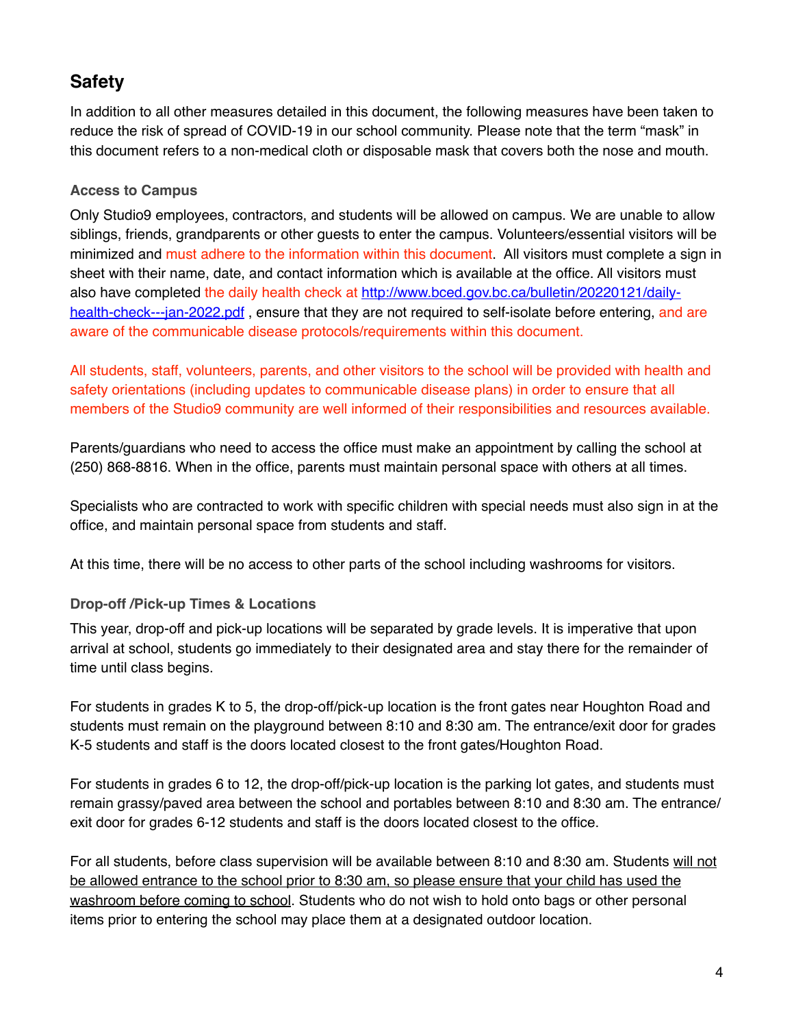## Safety

In addition to all other measures detailed in this document, the following measures have been taken to reduce the risk of spread of COVID-19 in our school community. Please note that the term "mask" in this document refers to a non-medical cloth or disposable mask that covers both the nose and mouth.

### Access to Campus

Only Studio9 employees, contractors, and students will be allowed on campus. We are unable to allow siblings, friends, grandparents or other guests to enter the campus. Volunteers/essential visitors will be minimized and must adhere to the information within this document. All visitors must complete a sign in sheet with their name, date, and contact information which is available at the office. All visitors must also have completed the daily health check at [http://www.bced.gov.bc.ca/bulletin/20220121/daily-health-check---jan-2022.pdf](http://www.bced.gov.bc.ca/bulletin/20220121/daily-health-check---jan-2022.pdf) , ensure that they are not required to self-isolate before entering, and are aware of the communicable disease protocols/requirements within this document.

All students, staff, volunteers, parents, and other visitors to the school will be provided with health and safety orientations (including updates to communicable disease plans) in order to ensure that all members of the Studio9 community are well informed of their responsibilities and resources available.

Parents/guardians who need to access the office must make an appointment by calling the school at (250) 868-8816. When in the office, parents must maintain personal space with others at all times.

Specialists who are contracted to work with specific children with special needs must also sign in at the office, and maintain personal space from students and staff.

At this time, there will be no access to other parts of the school including washrooms for visitors.

### Drop-off /Pick-up Times & Locations

This year, drop-off and pick-up locations will be separated by grade levels. It is imperative that upon arrival at school, students go immediately to their designated area and stay there for the remainder of time until class begins.

For students in grades K to 5, the drop-off/pick-up location is the front gates near Houghton Road and students must remain on the playground between 8:10 and 8:30 am. The entrance/exit door for grades K-5 students and staff is the doors located closest to the front gates/Houghton Road.

For students in grades 6 to 12, the drop-off/pick-up location is the parking lot gates, and students must remain grassy/paved area between the school and portables between 8:10 and 8:30 am. The entrance/exit door for grades 6-12 students and staff is the doors located closest to the office.

For all students, before class supervision will be available between 8:10 and 8:30 am. Students <u>will not be allowed entrance to the school prior to 8:30 am, so please ensure that your child has used the washroom before coming to school</u>. Students who do not wish to hold onto bags or other personal items prior to entering the school may place them at a designated outdoor location.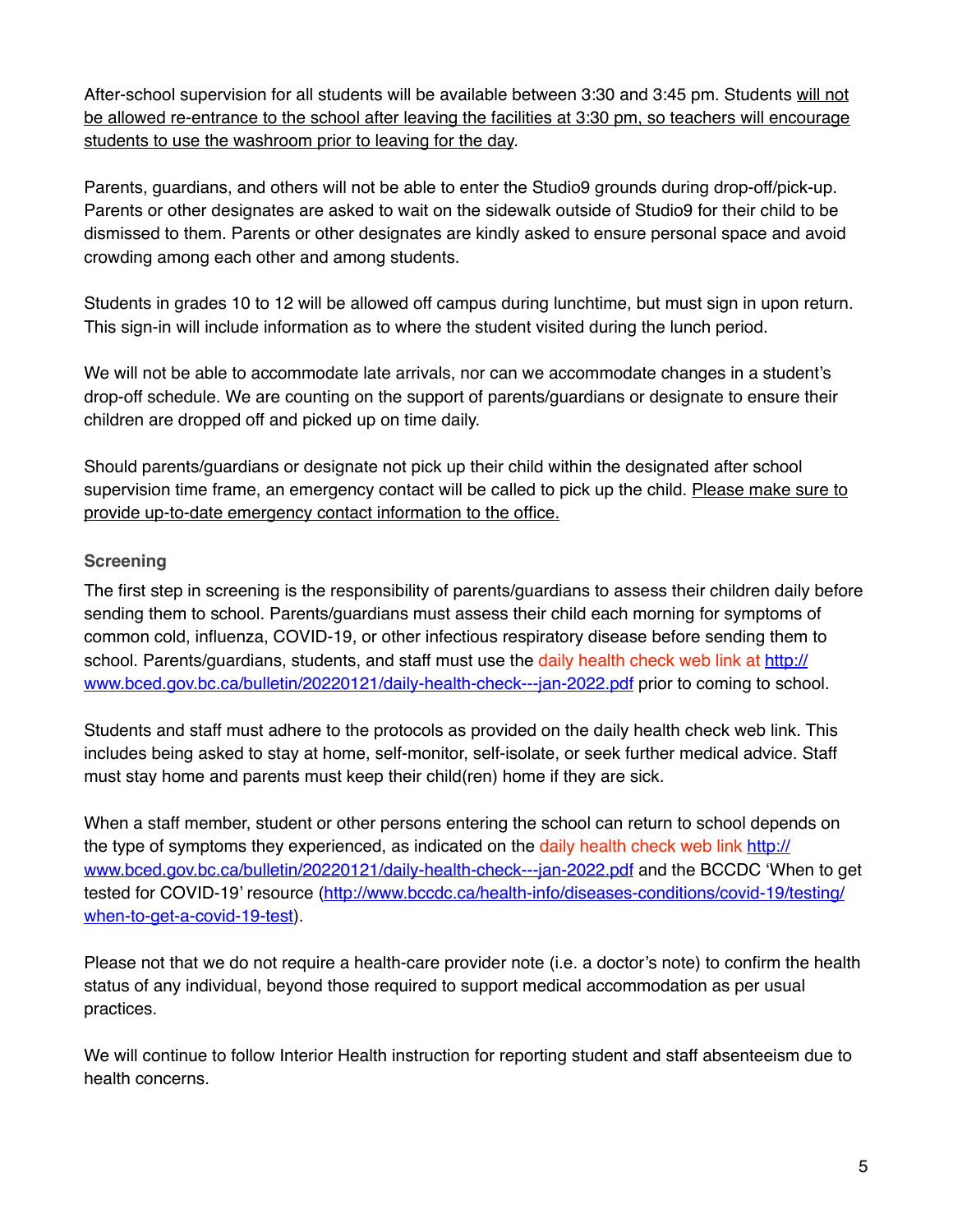After-school supervision for all students will be available between 3:30 and 3:45 pm. Students will not be allowed re-entrance to the school after leaving the facilities at 3:30 pm, so teachers will encourage students to use the washroom prior to leaving for the day.

Parents, guardians, and others will not be able to enter the Studio9 grounds during drop-off/pick-up. Parents or other designates are asked to wait on the sidewalk outside of Studio9 for their child to be dismissed to them. Parents or other designates are kindly asked to ensure personal space and avoid crowding among each other and among students.

Students in grades 10 to 12 will be allowed off campus during lunchtime, but must sign in upon return. This sign-in will include information as to where the student visited during the lunch period.

We will not be able to accommodate late arrivals, nor can we accommodate changes in a student's drop-off schedule. We are counting on the support of parents/guardians or designate to ensure their children are dropped off and picked up on time daily.

Should parents/guardians or designate not pick up their child within the designated after school supervision time frame, an emergency contact will be called to pick up the child. Please make sure to provide up-to-date emergency contact information to the office.

### Screening

The first step in screening is the responsibility of parents/guardians to assess their children daily before sending them to school. Parents/guardians must assess their child each morning for symptoms of common cold, influenza, COVID-19, or other infectious respiratory disease before sending them to school. Parents/guardians, students, and staff must use the daily health check web link at http://www.bced.gov.bc.ca/bulletin/20220121/daily-health-check---jan-2022.pdf prior to coming to school.

Students and staff must adhere to the protocols as provided on the daily health check web link. This includes being asked to stay at home, self-monitor, self-isolate, or seek further medical advice. Staff must stay home and parents must keep their child(ren) home if they are sick.

When a staff member, student or other persons entering the school can return to school depends on the type of symptoms they experienced, as indicated on the daily health check web link http://www.bced.gov.bc.ca/bulletin/20220121/daily-health-check---jan-2022.pdf and the BCCDC 'When to get tested for COVID-19' resource (http://www.bccdc.ca/health-info/diseases-conditions/covid-19/testing/when-to-get-a-covid-19-test).

Please not that we do not require a health-care provider note (i.e. a doctor's note) to confirm the health status of any individual, beyond those required to support medical accommodation as per usual practices.

We will continue to follow Interior Health instruction for reporting student and staff absenteeism due to health concerns.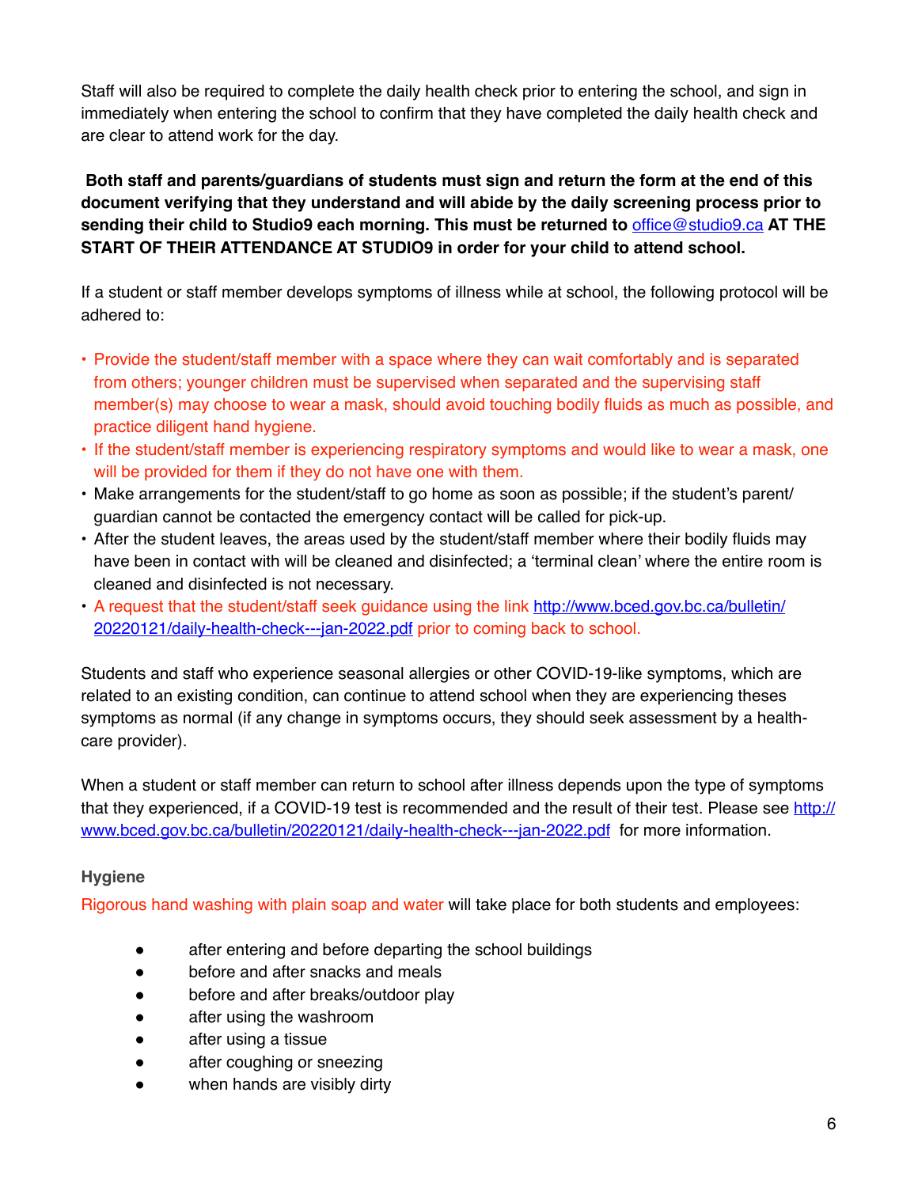Staff will also be required to complete the daily health check prior to entering the school, and sign in immediately when entering the school to confirm that they have completed the daily health check and are clear to attend work for the day.

**Both staff and parents/guardians of students must sign and return the form at the end of this document verifying that they understand and will abide by the daily screening process prior to sending their child to Studio9 each morning. This must be returned to [office@studio9.ca](mailto:office@studio9.ca) AT THE START OF THEIR ATTENDANCE AT STUDIO9 in order for your child to attend school.**

If a student or staff member develops symptoms of illness while at school, the following protocol will be adhered to:

- Provide the student/staff member with a space where they can wait comfortably and is separated from others; younger children must be supervised when separated and the supervising staff member(s) may choose to wear a mask, should avoid touching bodily fluids as much as possible, and practice diligent hand hygiene.
- If the student/staff member is experiencing respiratory symptoms and would like to wear a mask, one will be provided for them if they do not have one with them.
- Make arrangements for the student/staff to go home as soon as possible; if the student's parent/guardian cannot be contacted the emergency contact will be called for pick-up.
- After the student leaves, the areas used by the student/staff member where their bodily fluids may have been in contact with will be cleaned and disinfected; a 'terminal clean' where the entire room is cleaned and disinfected is not necessary.
- A request that the student/staff seek guidance using the link [http://www.bced.gov.bc.ca/bulletin/20220121/daily-health-check---jan-2022.pdf](http://www.bced.gov.bc.ca/bulletin/20220121/daily-health-check---jan-2022.pdf) prior to coming back to school.

Students and staff who experience seasonal allergies or other COVID-19-like symptoms, which are related to an existing condition, can continue to attend school when they are experiencing theses symptoms as normal (if any change in symptoms occurs, they should seek assessment by a health-care provider).

When a student or staff member can return to school after illness depends upon the type of symptoms that they experienced, if a COVID-19 test is recommended and the result of their test. Please see [http://www.bced.gov.bc.ca/bulletin/20220121/daily-health-check---jan-2022.pdf](http://www.bced.gov.bc.ca/bulletin/20220121/daily-health-check---jan-2022.pdf) for more information.

#### Hygiene

Rigorous hand washing with plain soap and water will take place for both students and employees:

- after entering and before departing the school buildings
- before and after snacks and meals
- before and after breaks/outdoor play
- after using the washroom
- after using a tissue
- after coughing or sneezing
- when hands are visibly dirty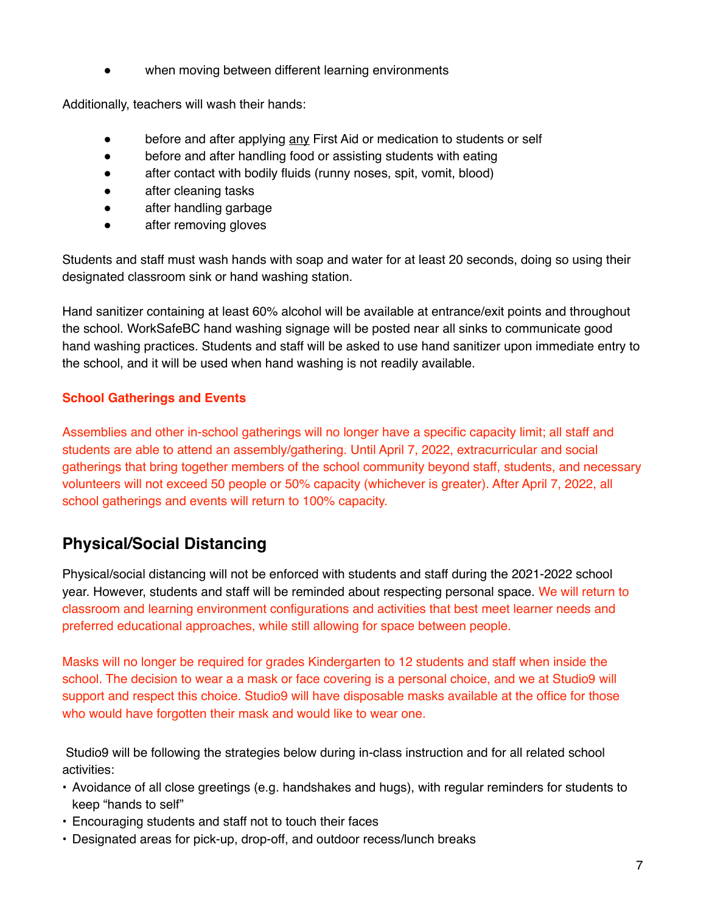- when moving between different learning environments

Additionally, teachers will wash their hands:

- before and after applying any First Aid or medication to students or self
- before and after handling food or assisting students with eating
- after contact with bodily fluids (runny noses, spit, vomit, blood)
- after cleaning tasks
- after handling garbage
- after removing gloves

Students and staff must wash hands with soap and water for at least 20 seconds, doing so using their designated classroom sink or hand washing station.

Hand sanitizer containing at least 60% alcohol will be available at entrance/exit points and throughout the school. WorkSafeBC hand washing signage will be posted near all sinks to communicate good hand washing practices. Students and staff will be asked to use hand sanitizer upon immediate entry to the school, and it will be used when hand washing is not readily available.

**School Gatherings and Events**

Assemblies and other in-school gatherings will no longer have a specific capacity limit; all staff and students are able to attend an assembly/gathering. Until April 7, 2022, extracurricular and social gatherings that bring together members of the school community beyond staff, students, and necessary volunteers will not exceed 50 people or 50% capacity (whichever is greater). After April 7, 2022, all school gatherings and events will return to 100% capacity.

## Physical/Social Distancing

Physical/social distancing will not be enforced with students and staff during the 2021-2022 school year. However, students and staff will be reminded about respecting personal space. We will return to classroom and learning environment configurations and activities that best meet learner needs and preferred educational approaches, while still allowing for space between people.

Masks will no longer be required for grades Kindergarten to 12 students and staff when inside the school. The decision to wear a a mask or face covering is a personal choice, and we at Studio9 will support and respect this choice. Studio9 will have disposable masks available at the office for those who would have forgotten their mask and would like to wear one.

Studio9 will be following the strategies below during in-class instruction and for all related school activities:

- Avoidance of all close greetings (e.g. handshakes and hugs), with regular reminders for students to keep "hands to self"
- Encouraging students and staff not to touch their faces
- Designated areas for pick-up, drop-off, and outdoor recess/lunch breaks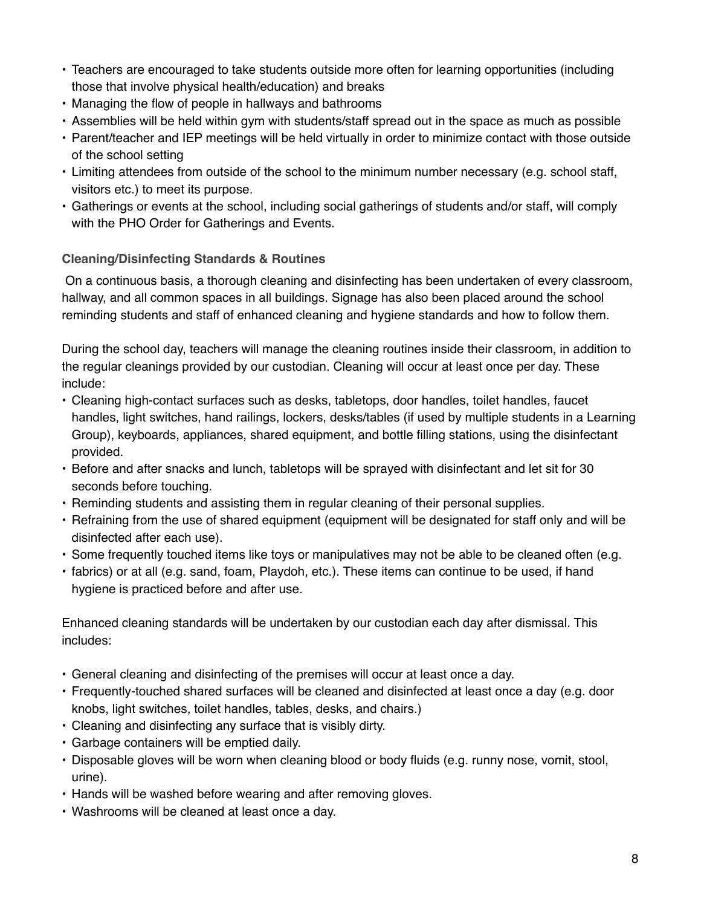- Teachers are encouraged to take students outside more often for learning opportunities (including those that involve physical health/education) and breaks
- Managing the flow of people in hallways and bathrooms
- Assemblies will be held within gym with students/staff spread out in the space as much as possible
- Parent/teacher and IEP meetings will be held virtually in order to minimize contact with those outside of the school setting
- Limiting attendees from outside of the school to the minimum number necessary (e.g. school staff, visitors etc.) to meet its purpose.
- Gatherings or events at the school, including social gatherings of students and/or staff, will comply with the PHO Order for Gatherings and Events.

### Cleaning/Disinfecting Standards & Routines

On a continuous basis, a thorough cleaning and disinfecting has been undertaken of every classroom, hallway, and all common spaces in all buildings. Signage has also been placed around the school reminding students and staff of enhanced cleaning and hygiene standards and how to follow them.

During the school day, teachers will manage the cleaning routines inside their classroom, in addition to the regular cleanings provided by our custodian. Cleaning will occur at least once per day. These include:

- Cleaning high-contact surfaces such as desks, tabletops, door handles, toilet handles, faucet handles, light switches, hand railings, lockers, desks/tables (if used by multiple students in a Learning Group), keyboards, appliances, shared equipment, and bottle filling stations, using the disinfectant provided.
- Before and after snacks and lunch, tabletops will be sprayed with disinfectant and let sit for 30 seconds before touching.
- Reminding students and assisting them in regular cleaning of their personal supplies.
- Refraining from the use of shared equipment (equipment will be designated for staff only and will be disinfected after each use).
- Some frequently touched items like toys or manipulatives may not be able to be cleaned often (e.g.
- fabrics) or at all (e.g. sand, foam, Playdoh, etc.). These items can continue to be used, if hand hygiene is practiced before and after use.

Enhanced cleaning standards will be undertaken by our custodian each day after dismissal. This includes:

- General cleaning and disinfecting of the premises will occur at least once a day.
- Frequently-touched shared surfaces will be cleaned and disinfected at least once a day (e.g. door knobs, light switches, toilet handles, tables, desks, and chairs.)
- Cleaning and disinfecting any surface that is visibly dirty.
- Garbage containers will be emptied daily.
- Disposable gloves will be worn when cleaning blood or body fluids (e.g. runny nose, vomit, stool, urine).
- Hands will be washed before wearing and after removing gloves.
- Washrooms will be cleaned at least once a day.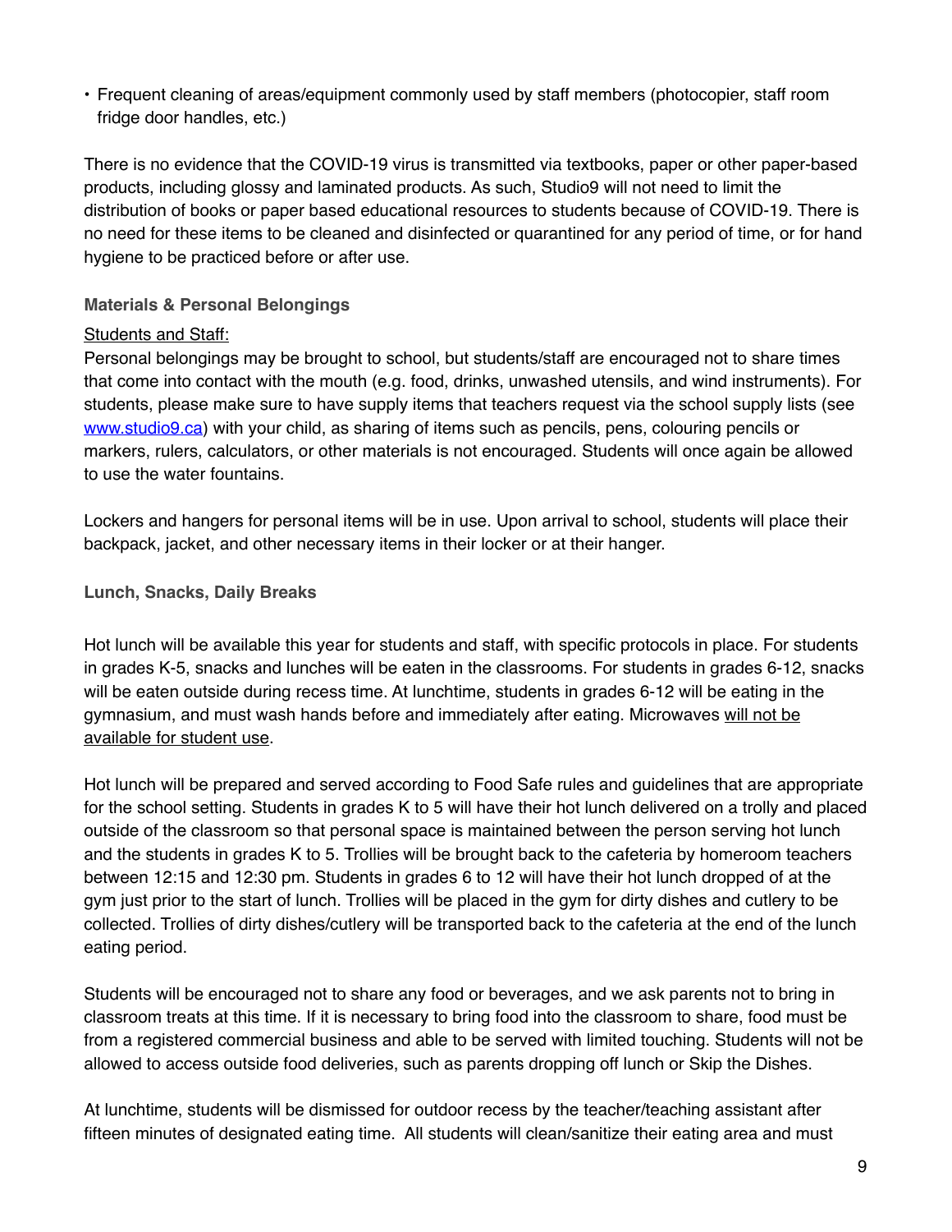- Frequent cleaning of areas/equipment commonly used by staff members (photocopier, staff room fridge door handles, etc.)

There is no evidence that the COVID-19 virus is transmitted via textbooks, paper or other paper-based products, including glossy and laminated products. As such, Studio9 will not need to limit the distribution of books or paper based educational resources to students because of COVID-19. There is no need for these items to be cleaned and disinfected or quarantined for any period of time, or for hand hygiene to be practiced before or after use.

### Materials & Personal Belongings

Students and Staff:

Personal belongings may be brought to school, but students/staff are encouraged not to share times that come into contact with the mouth (e.g. food, drinks, unwashed utensils, and wind instruments). For students, please make sure to have supply items that teachers request via the school supply lists (see [www.studio9.ca](www.studio9.ca)) with your child, as sharing of items such as pencils, pens, colouring pencils or markers, rulers, calculators, or other materials is not encouraged. Students will once again be allowed to use the water fountains.

Lockers and hangers for personal items will be in use. Upon arrival to school, students will place their backpack, jacket, and other necessary items in their locker or at their hanger.

### Lunch, Snacks, Daily Breaks

Hot lunch will be available this year for students and staff, with specific protocols in place. For students in grades K-5, snacks and lunches will be eaten in the classrooms. For students in grades 6-12, snacks will be eaten outside during recess time. At lunchtime, students in grades 6-12 will be eating in the gymnasium, and must wash hands before and immediately after eating. Microwaves will not be available for student use.

Hot lunch will be prepared and served according to Food Safe rules and guidelines that are appropriate for the school setting. Students in grades K to 5 will have their hot lunch delivered on a trolly and placed outside of the classroom so that personal space is maintained between the person serving hot lunch and the students in grades K to 5. Trollies will be brought back to the cafeteria by homeroom teachers between 12:15 and 12:30 pm. Students in grades 6 to 12 will have their hot lunch dropped of at the gym just prior to the start of lunch. Trollies will be placed in the gym for dirty dishes and cutlery to be collected. Trollies of dirty dishes/cutlery will be transported back to the cafeteria at the end of the lunch eating period.

Students will be encouraged not to share any food or beverages, and we ask parents not to bring in classroom treats at this time. If it is necessary to bring food into the classroom to share, food must be from a registered commercial business and able to be served with limited touching. Students will not be allowed to access outside food deliveries, such as parents dropping off lunch or Skip the Dishes.

At lunchtime, students will be dismissed for outdoor recess by the teacher/teaching assistant after fifteen minutes of designated eating time. All students will clean/sanitize their eating area and must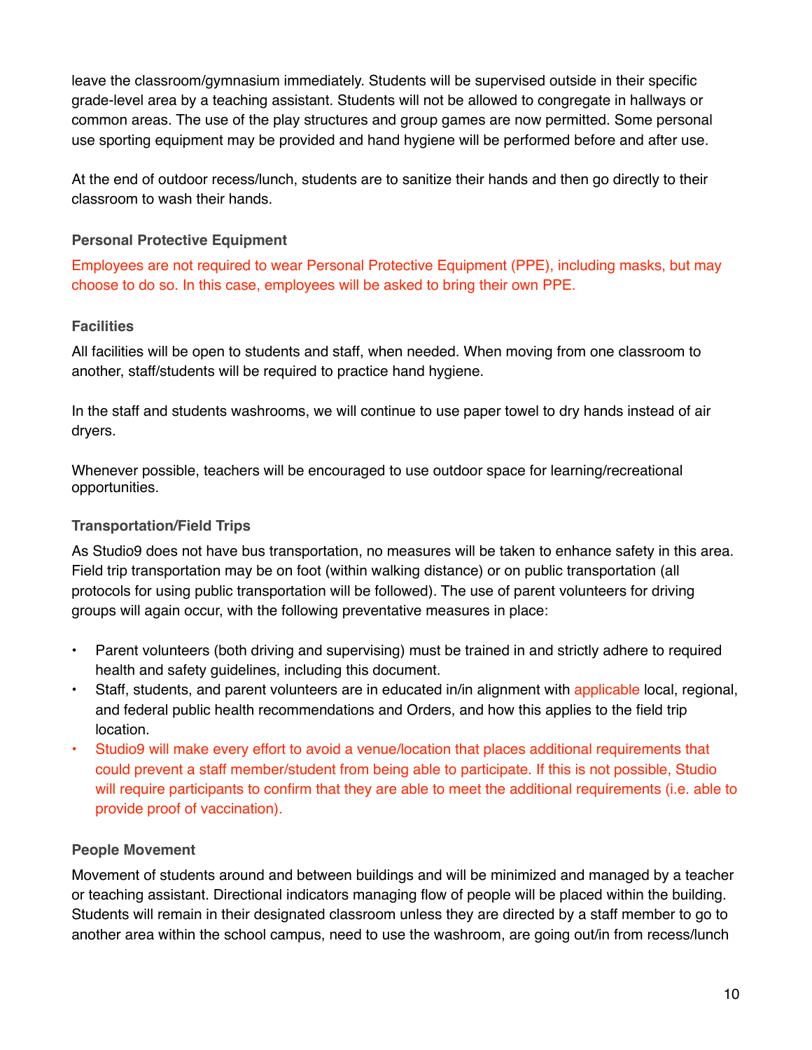leave the classroom/gymnasium immediately. Students will be supervised outside in their specific grade-level area by a teaching assistant. Students will not be allowed to congregate in hallways or common areas. The use of the play structures and group games are now permitted. Some personal use sporting equipment may be provided and hand hygiene will be performed before and after use.

At the end of outdoor recess/lunch, students are to sanitize their hands and then go directly to their classroom to wash their hands.

### Personal Protective Equipment

Employees are not required to wear Personal Protective Equipment (PPE), including masks, but may choose to do so. In this case, employees will be asked to bring their own PPE.

### Facilities

All facilities will be open to students and staff, when needed. When moving from one classroom to another, staff/students will be required to practice hand hygiene.

In the staff and students washrooms, we will continue to use paper towel to dry hands instead of air dryers.

Whenever possible, teachers will be encouraged to use outdoor space for learning/recreational opportunities.

### Transportation/Field Trips

As Studio9 does not have bus transportation, no measures will be taken to enhance safety in this area. Field trip transportation may be on foot (within walking distance) or on public transportation (all protocols for using public transportation will be followed). The use of parent volunteers for driving groups will again occur, with the following preventative measures in place:

- Parent volunteers (both driving and supervising) must be trained in and strictly adhere to required health and safety guidelines, including this document.
- Staff, students, and parent volunteers are in educated in/in alignment with applicable local, regional, and federal public health recommendations and Orders, and how this applies to the field trip location.
- Studio9 will make every effort to avoid a venue/location that places additional requirements that could prevent a staff member/student from being able to participate. If this is not possible, Studio will require participants to confirm that they are able to meet the additional requirements (i.e. able to provide proof of vaccination).

### People Movement

Movement of students around and between buildings and will be minimized and managed by a teacher or teaching assistant. Directional indicators managing flow of people will be placed within the building. Students will remain in their designated classroom unless they are directed by a staff member to go to another area within the school campus, need to use the washroom, are going out/in from recess/lunch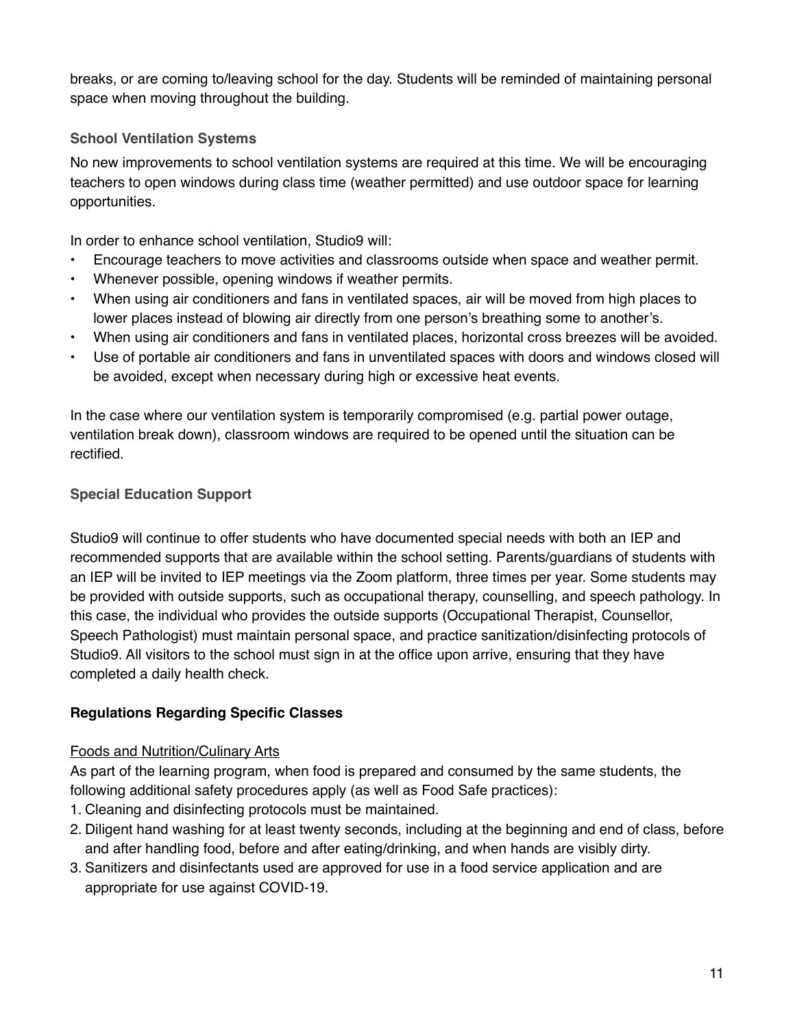breaks, or are coming to/leaving school for the day. Students will be reminded of maintaining personal space when moving throughout the building.

### School Ventilation Systems

No new improvements to school ventilation systems are required at this time. We will be encouraging teachers to open windows during class time (weather permitted) and use outdoor space for learning opportunities.

In order to enhance school ventilation, Studio9 will:

- Encourage teachers to move activities and classrooms outside when space and weather permit.
- Whenever possible, opening windows if weather permits.
- When using air conditioners and fans in ventilated spaces, air will be moved from high places to lower places instead of blowing air directly from one person's breathing some to another's.
- When using air conditioners and fans in ventilated places, horizontal cross breezes will be avoided.
- Use of portable air conditioners and fans in unventilated spaces with doors and windows closed will be avoided, except when necessary during high or excessive heat events.

In the case where our ventilation system is temporarily compromised (e.g. partial power outage, ventilation break down), classroom windows are required to be opened until the situation can be rectified.

### Special Education Support

Studio9 will continue to offer students who have documented special needs with both an IEP and recommended supports that are available within the school setting. Parents/guardians of students with an IEP will be invited to IEP meetings via the Zoom platform, three times per year. Some students may be provided with outside supports, such as occupational therapy, counselling, and speech pathology. In this case, the individual who provides the outside supports (Occupational Therapist, Counsellor, Speech Pathologist) must maintain personal space, and practice sanitization/disinfecting protocols of Studio9. All visitors to the school must sign in at the office upon arrive, ensuring that they have completed a daily health check.

## Regulations Regarding Specific Classes

<u>Foods and Nutrition/Culinary Arts</u>

As part of the learning program, when food is prepared and consumed by the same students, the following additional safety procedures apply (as well as Food Safe practices):

1. Cleaning and disinfecting protocols must be maintained.
2. Diligent hand washing for at least twenty seconds, including at the beginning and end of class, before and after handling food, before and after eating/drinking, and when hands are visibly dirty.
3. Sanitizers and disinfectants used are approved for use in a food service application and are appropriate for use against COVID-19.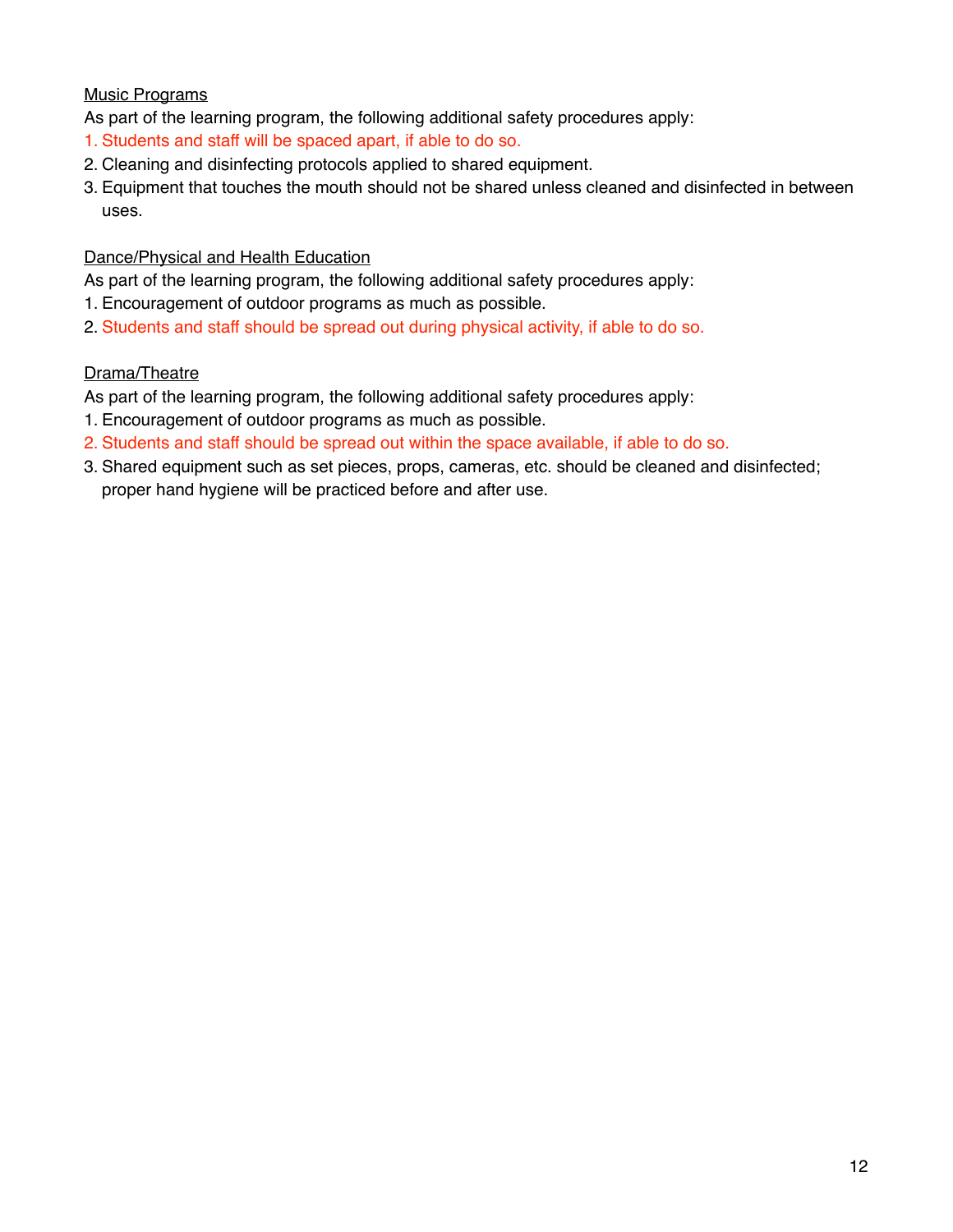Music Programs

As part of the learning program, the following additional safety procedures apply:

1. Students and staff will be spaced apart, if able to do so.
2. Cleaning and disinfecting protocols applied to shared equipment.
3. Equipment that touches the mouth should not be shared unless cleaned and disinfected in between uses.

Dance/Physical and Health Education

As part of the learning program, the following additional safety procedures apply:

1. Encouragement of outdoor programs as much as possible.
2. Students and staff should be spread out during physical activity, if able to do so.

Drama/Theatre

As part of the learning program, the following additional safety procedures apply:

1. Encouragement of outdoor programs as much as possible.
2. Students and staff should be spread out within the space available, if able to do so.
3. Shared equipment such as set pieces, props, cameras, etc. should be cleaned and disinfected; proper hand hygiene will be practiced before and after use.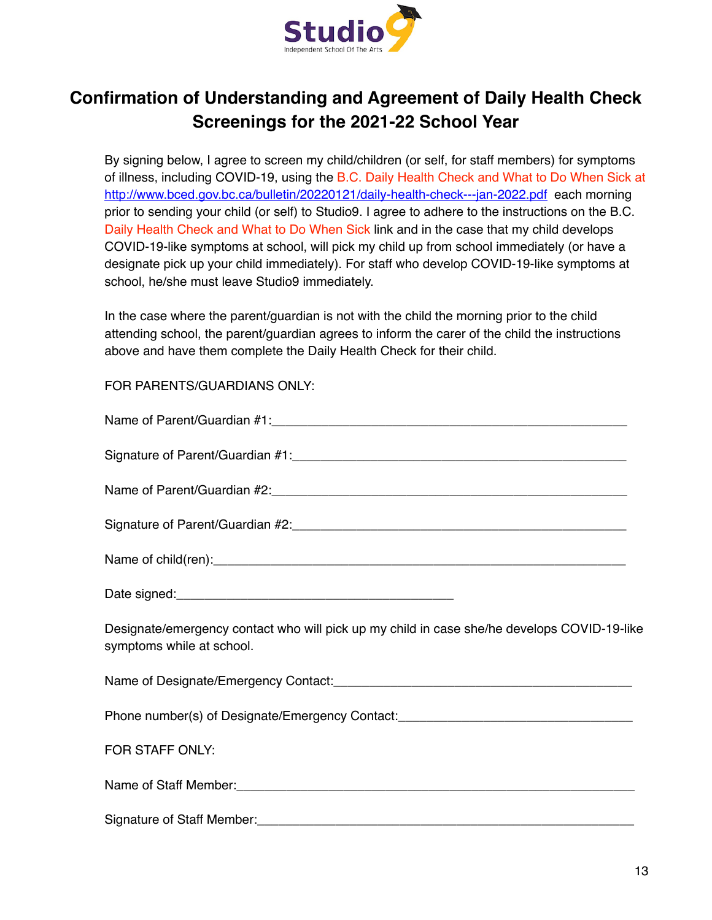# Confirmation of Understanding and Agreement of Daily Health Check Screenings for the 2021-22 School Year

By signing below, I agree to screen my child/children (or self, for staff members) for symptoms of illness, including COVID-19, using the B.C. Daily Health Check and What to Do When Sick at http://www.bced.gov.bc.ca/bulletin/20220121/daily-health-check---jan-2022.pdf each morning prior to sending your child (or self) to Studio9. I agree to adhere to the instructions on the B.C. Daily Health Check and What to Do When Sick link and in the case that my child develops COVID-19-like symptoms at school, will pick my child up from school immediately (or have a designate pick up your child immediately). For staff who develop COVID-19-like symptoms at school, he/she must leave Studio9 immediately.

In the case where the parent/guardian is not with the child the morning prior to the child attending school, the parent/guardian agrees to inform the carer of the child the instructions above and have them complete the Daily Health Check for their child.

FOR PARENTS/GUARDIANS ONLY:

Name of Parent/Guardian #1:_______________________________________________

Signature of Parent/Guardian #1:___________________________________________

Name of Parent/Guardian #2:_______________________________________________

Signature of Parent/Guardian #2:___________________________________________

Name of child(ren):______________________________________________________

Date signed:__________________________________

Designate/emergency contact who will pick up my child in case she/he develops COVID-19-like symptoms while at school.

Name of Designate/Emergency Contact:______________________________________

Phone number(s) of Designate/Emergency Contact:____________________________

FOR STAFF ONLY:

Name of Staff Member:____________________________________________________

Signature of Staff Member:_________________________________________________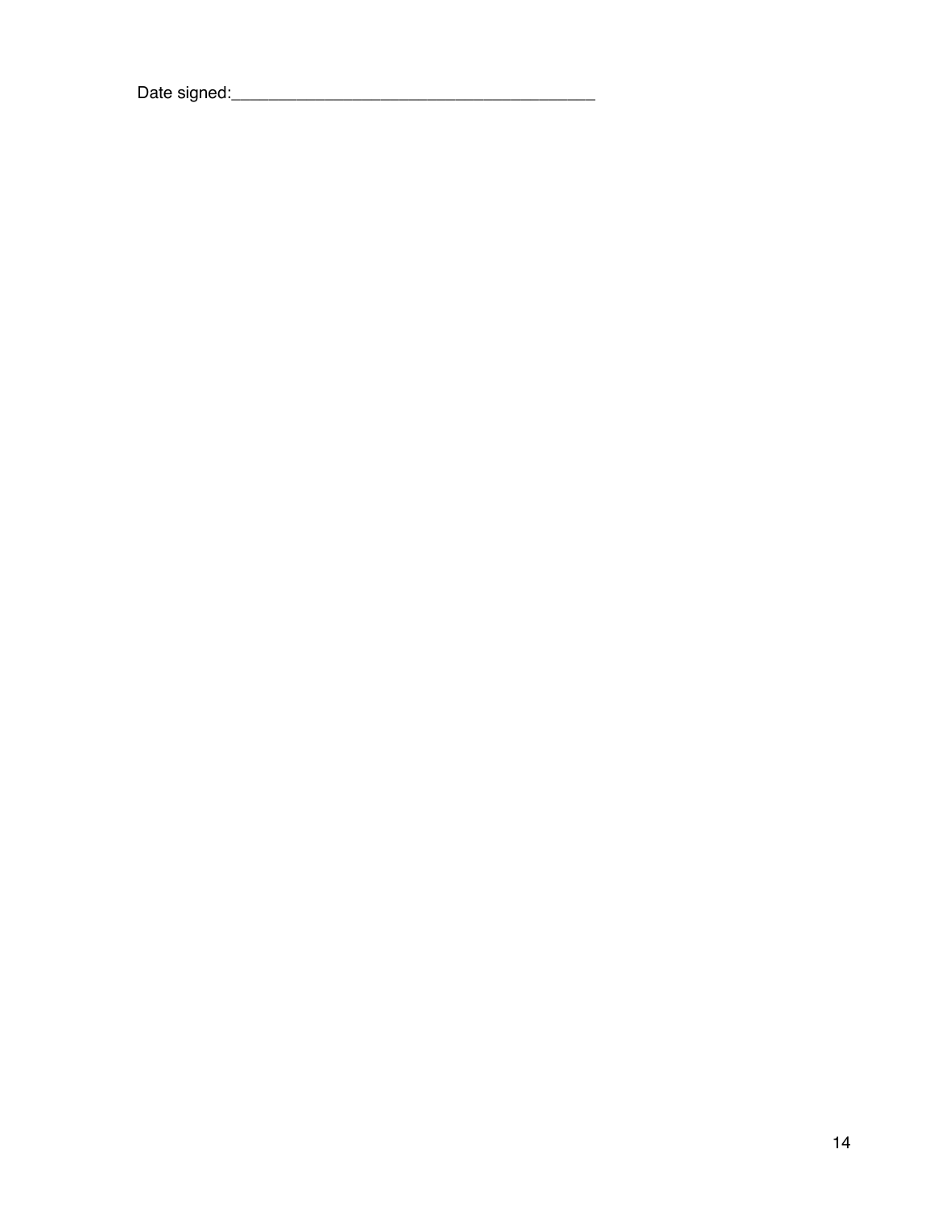Date signed:________________________________________